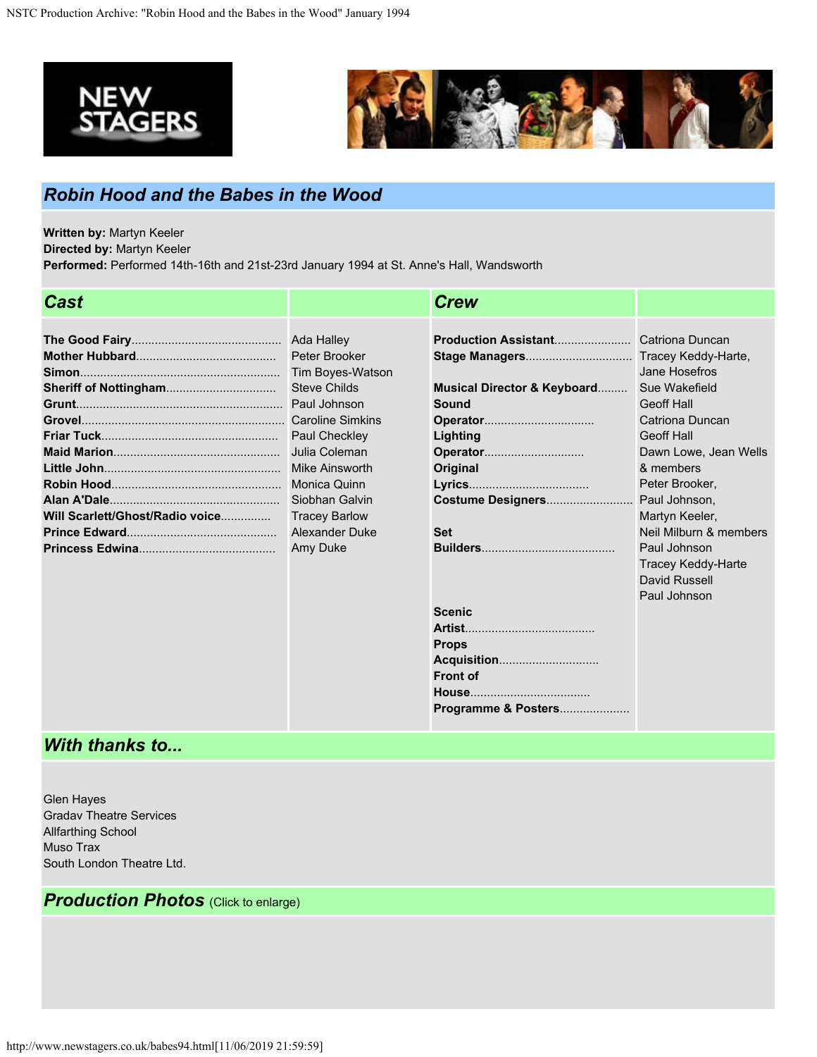# Robin Hood and the Babes in the Wood

**Written by:** Martyn Keeler
**Directed by:** Martyn Keeler
**Performed:** Performed 14th-16th and 21st-23rd January 1994 at St. Anne's Hall, Wandsworth

## Cast

| Role | Actor |
|---|---|
| **The Good Fairy** | Ada Halley |
| **Mother Hubbard** | Peter Brooker |
| **Simon** | Tim Boyes-Watson |
| **Sheriff of Nottingham** | Steve Childs |
| **Grunt** | Paul Johnson |
| **Grovel** | Caroline Simkins |
| **Friar Tuck** | Paul Checkley |
| **Maid Marion** | Julia Coleman |
| **Little John** | Mike Ainsworth |
| **Robin Hood** | Monica Quinn |
| **Alan A'Dale** | Siobhan Galvin |
| **Will Scarlett/Ghost/Radio voice** | Tracey Barlow |
| **Prince Edward** | Alexander Duke |
| **Princess Edwina** | Amy Duke |

## Crew

| Role | Name |
|---|---|
| **Production Assistant** | Catriona Duncan |
| **Stage Managers** | Tracey Keddy-Harte, |
| | Jane Hosefros |
| **Musical Director & Keyboard** | Sue Wakefield |
| **Sound** | Geoff Hall |
| **Operator** | Catriona Duncan |
| **Lighting** | Geoff Hall |
| **Operator** | Dawn Lowe, Jean Wells |
| **Original** | & members |
| **Lyrics** | Peter Brooker, |
| **Costume Designers** | Paul Johnson, |
| | Martyn Keeler, |
| **Set** | Neil Milburn & members |
| **Builders** | Paul Johnson |
| | Tracey Keddy-Harte |
| | David Russell |
| | Paul Johnson |
| **Scenic Artist** | |
| **Props Acquisition** | |
| **Front of House** | |
| **Programme & Posters** | |

## With thanks to...

Glen Hayes
Gradav Theatre Services
Allfarthing School
Muso Trax
South London Theatre Ltd.

## Production Photos (Click to enlarge)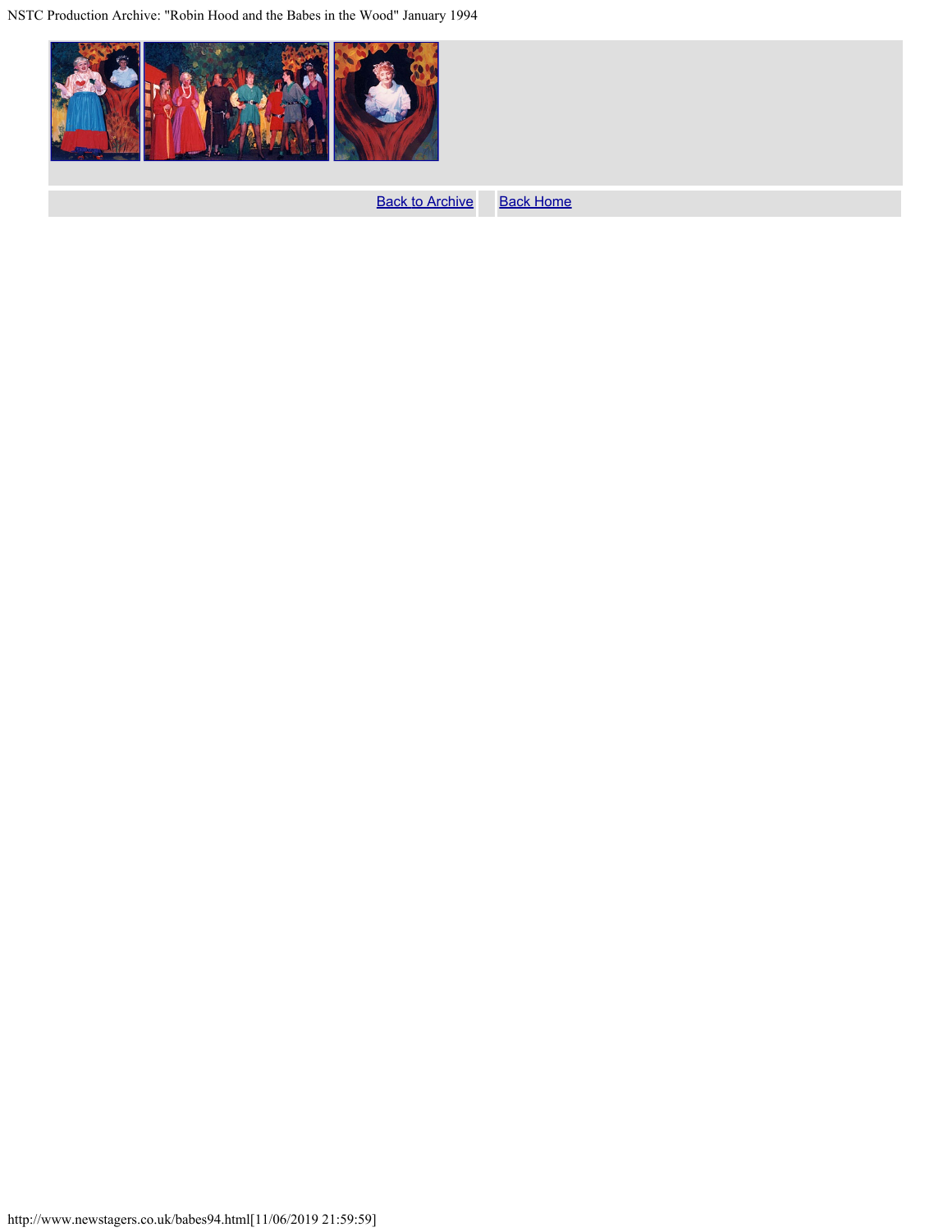NSTC Production Archive: "Robin Hood and the Babes in the Wood" January 1994

Back to Archive | Back Home

http://www.newstagers.co.uk/babes94.html[11/06/2019 21:59:59]